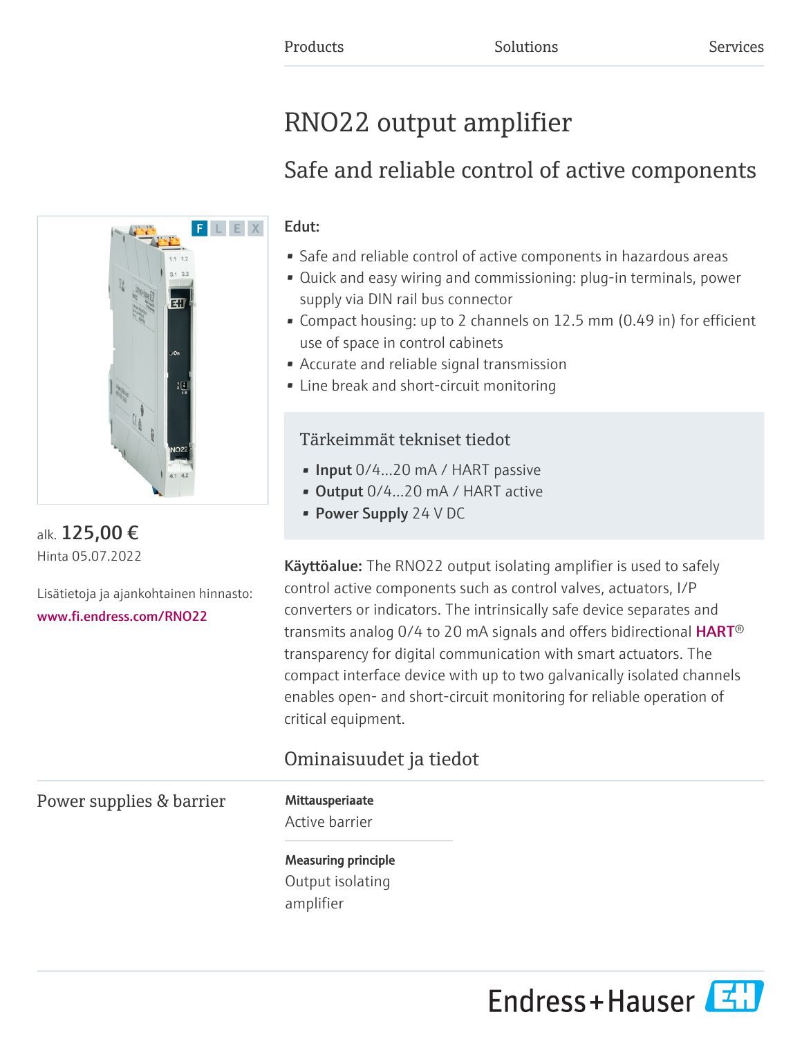Products | Solutions | Services

# RNO22 output amplifier

## Safe and reliable control of active components

**Edut:**

- Safe and reliable control of active components in hazardous areas
- Quick and easy wiring and commissioning: plug-in terminals, power supply via DIN rail bus connector
- Compact housing: up to 2 channels on 12.5 mm (0.49 in) for efficient use of space in control cabinets
- Accurate and reliable signal transmission
- Line break and short-circuit monitoring

alk. **125,00 €**
Hinta 05.07.2022

Lisätietoja ja ajankohtainen hinnasto:
www.fi.endress.com/RNO22

### Tärkeimmät tekniset tiedot

- **Input** 0/4...20 mA / HART passive
- **Output** 0/4...20 mA / HART active
- **Power Supply** 24 V DC

**Käyttöalue:** The RNO22 output isolating amplifier is used to safely control active components such as control valves, actuators, I/P converters or indicators. The intrinsically safe device separates and transmits analog 0/4 to 20 mA signals and offers bidirectional HART® transparency for digital communication with smart actuators. The compact interface device with up to two galvanically isolated channels enables open- and short-circuit monitoring for reliable operation of critical equipment.

## Ominaisuudet ja tiedot

### Power supplies & barrier

**Mittausperiaate**
Active barrier

**Measuring principle**
Output isolating amplifier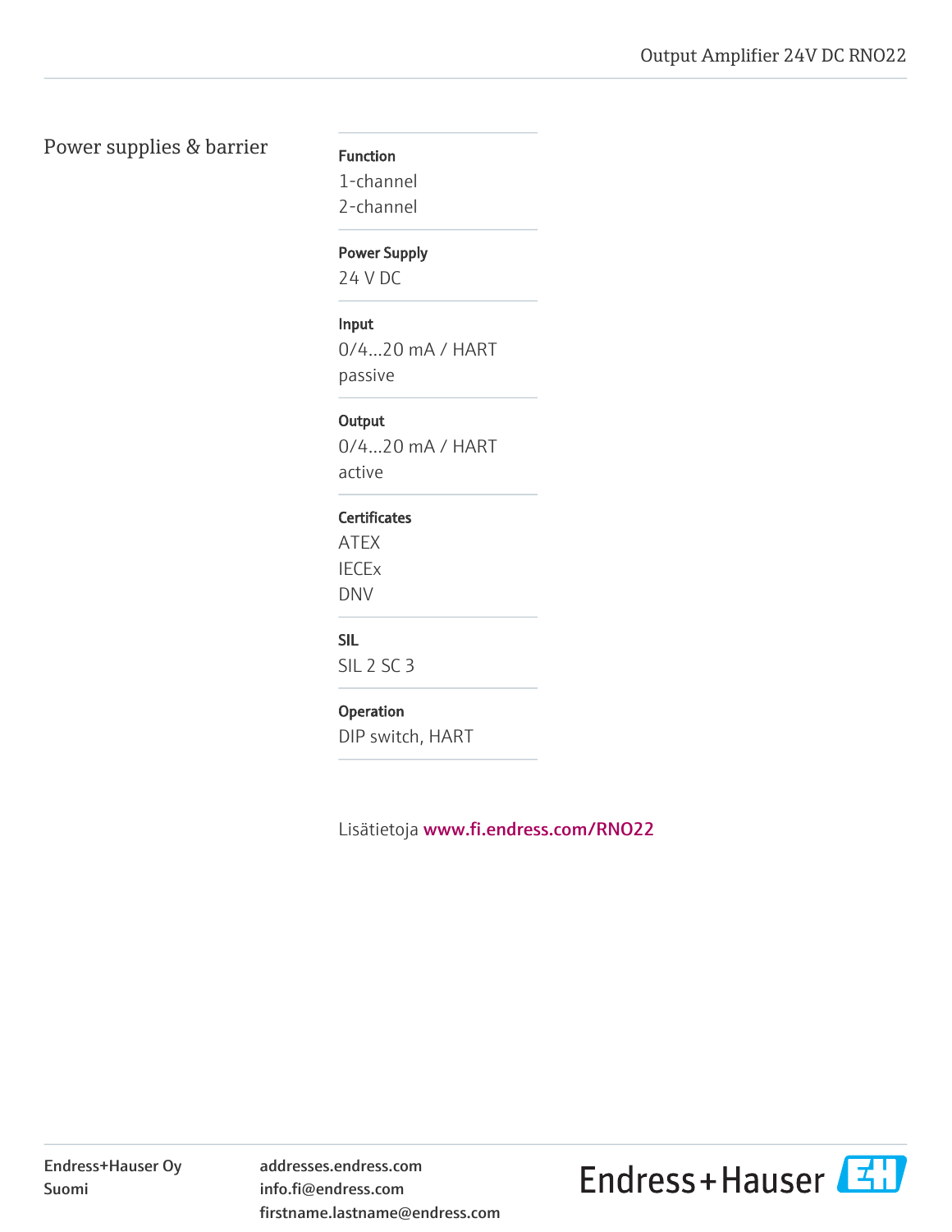## Power supplies & barrier

**Function**
1-channel
2-channel

**Power Supply**
24 V DC

**Input**
0/4...20 mA / HART
passive

**Output**
0/4...20 mA / HART
active

**Certificates**
ATEX
IECEx
DNV

**SIL**
SIL 2 SC 3

**Operation**
DIP switch, HART

Lisätietoja www.fi.endress.com/RNO22

Endress+Hauser Oy
Suomi

addresses.endress.com
info.fi@endress.com
firstname.lastname@endress.com